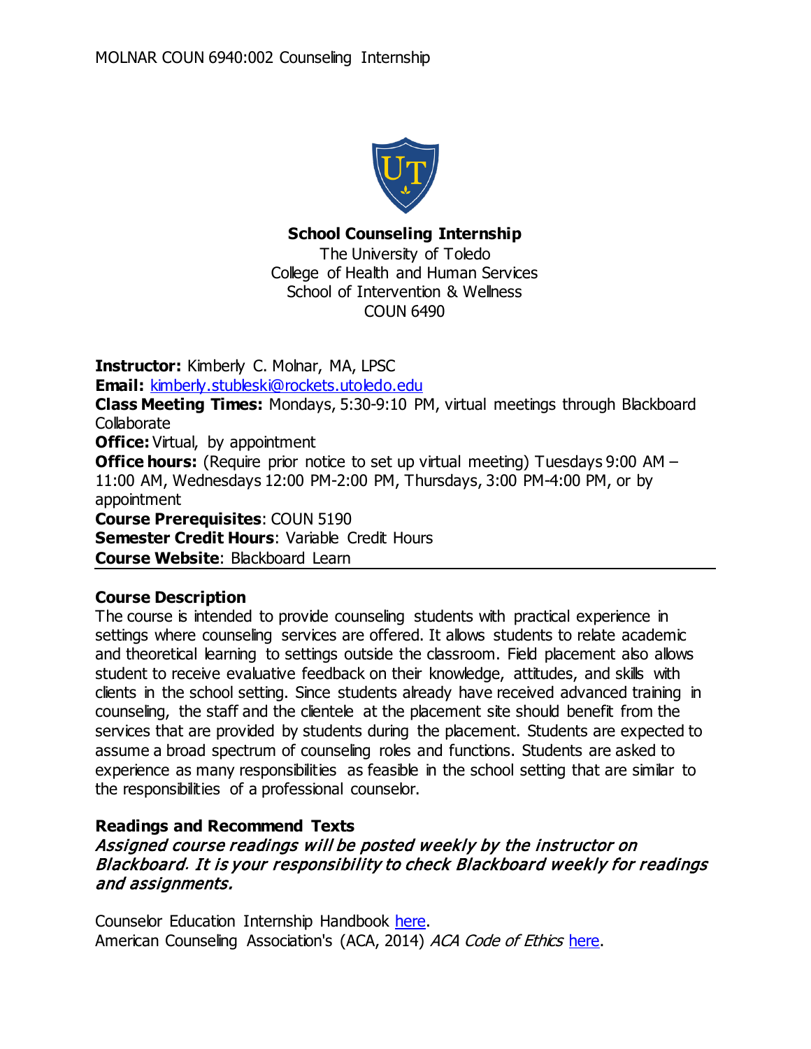**School Counseling Internship**
The University of Toledo
College of Health and Human Services
School of Intervention & Wellness
COUN 6490

**Instructor:** Kimberly C. Molnar, MA, LPSC
**Email:** [kimberly.stubleski@rockets.utoledo.edu](mailto:kimberly.stubleski@rockets.utoledo.edu)
**Class Meeting Times:** Mondays, 5:30-9:10 PM, virtual meetings through Blackboard Collaborate
**Office:** Virtual, by appointment
**Office hours:** (Require prior notice to set up virtual meeting) Tuesdays 9:00 AM – 11:00 AM, Wednesdays 12:00 PM-2:00 PM, Thursdays, 3:00 PM-4:00 PM, or by appointment
**Course Prerequisites**: COUN 5190
**Semester Credit Hours**: Variable Credit Hours
**Course Website**: Blackboard Learn

### Course Description

The course is intended to provide counseling students with practical experience in settings where counseling services are offered. It allows students to relate academic and theoretical learning to settings outside the classroom. Field placement also allows student to receive evaluative feedback on their knowledge, attitudes, and skills with clients in the school setting. Since students already have received advanced training in counseling, the staff and the clientele at the placement site should benefit from the services that are provided by students during the placement. Students are expected to assume a broad spectrum of counseling roles and functions. Students are asked to experience as many responsibilities as feasible in the school setting that are similar to the responsibilities of a professional counselor.

### Readings and Recommend Texts

***Assigned course readings will be posted weekly by the instructor on Blackboard. It is your responsibility to check Blackboard weekly for readings and assignments.***

Counselor Education Internship Handbook here.
American Counseling Association's (ACA, 2014) *ACA Code of Ethics* here.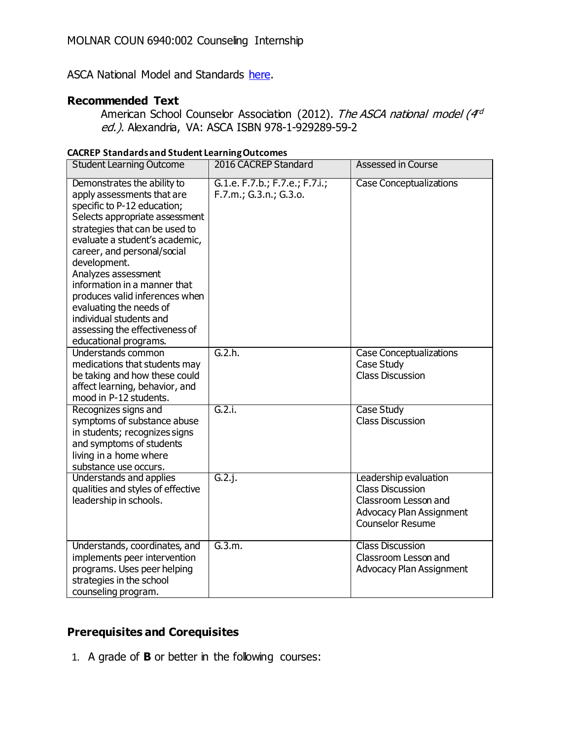ASCA National Model and Standards here.

## Recommended Text

American School Counselor Association (2012). *The ASCA national model (4th ed.)*. Alexandria, VA: ASCA ISBN 978-1-929289-59-2

**CACREP Standards and Student Learning Outcomes**

| Student Learning Outcome | 2016 CACREP Standard | Assessed in Course |
|---|---|---|
| Demonstrates the ability to apply assessments that are specific to P-12 education; Selects appropriate assessment strategies that can be used to evaluate a student's academic, career, and personal/social development. Analyzes assessment information in a manner that produces valid inferences when evaluating the needs of individual students and assessing the effectiveness of educational programs. | G.1.e. F.7.b.; F.7.e.; F.7.i.; F.7.m.; G.3.n.; G.3.o. | Case Conceptualizations |
| Understands common medications that students may be taking and how these could affect learning, behavior, and mood in P-12 students. | G.2.h. | Case Conceptualizations<br>Case Study<br>Class Discussion |
| Recognizes signs and symptoms of substance abuse in students; recognizes signs and symptoms of students living in a home where substance use occurs. | G.2.i. | Case Study<br>Class Discussion |
| Understands and applies qualities and styles of effective leadership in schools. | G.2.j. | Leadership evaluation<br>Class Discussion<br>Classroom Lesson and Advocacy Plan Assignment<br>Counselor Resume |
| Understands, coordinates, and implements peer intervention programs. Uses peer helping strategies in the school counseling program. | G.3.m. | Class Discussion<br>Classroom Lesson and Advocacy Plan Assignment |

## Prerequisites and Corequisites

1. A grade of **B** or better in the following courses: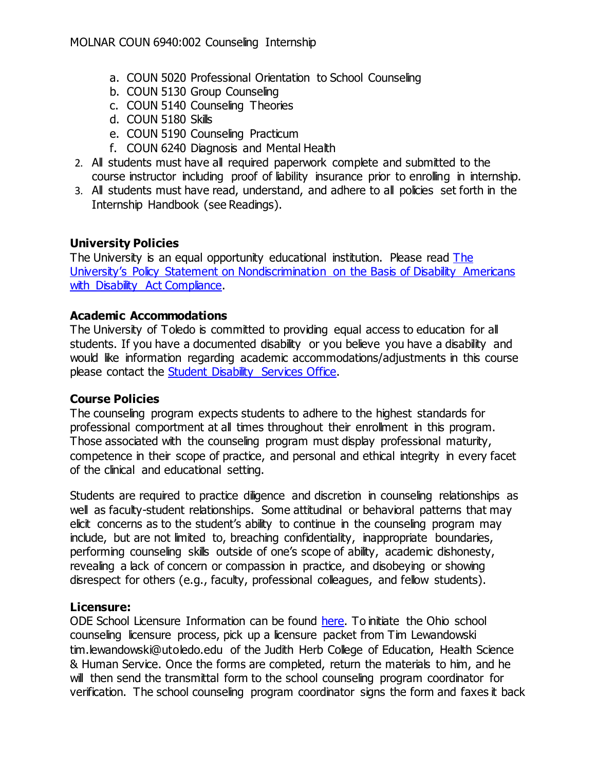a. COUN 5020 Professional Orientation to School Counseling
   b. COUN 5130 Group Counseling
   c. COUN 5140 Counseling Theories
   d. COUN 5180 Skills
   e. COUN 5190 Counseling Practicum
   f. COUN 6240 Diagnosis and Mental Health
2. All students must have all required paperwork complete and submitted to the course instructor including proof of liability insurance prior to enrolling in internship.
3. All students must have read, understand, and adhere to all policies set forth in the Internship Handbook (see Readings).

**University Policies**
The University is an equal opportunity educational institution. Please read [The University's Policy Statement on Nondiscrimination on the Basis of Disability Americans with Disability Act Compliance](#).

**Academic Accommodations**
The University of Toledo is committed to providing equal access to education for all students. If you have a documented disability or you believe you have a disability and would like information regarding academic accommodations/adjustments in this course please contact the [Student Disability Services Office](#).

**Course Policies**
The counseling program expects students to adhere to the highest standards for professional comportment at all times throughout their enrollment in this program. Those associated with the counseling program must display professional maturity, competence in their scope of practice, and personal and ethical integrity in every facet of the clinical and educational setting.

Students are required to practice diligence and discretion in counseling relationships as well as faculty-student relationships. Some attitudinal or behavioral patterns that may elicit concerns as to the student's ability to continue in the counseling program may include, but are not limited to, breaching confidentiality, inappropriate boundaries, performing counseling skills outside of one's scope of ability, academic dishonesty, revealing a lack of concern or compassion in practice, and disobeying or showing disrespect for others (e.g., faculty, professional colleagues, and fellow students).

**Licensure:**
ODE School Licensure Information can be found [here](#). To initiate the Ohio school counseling licensure process, pick up a licensure packet from Tim Lewandowski tim.lewandowski@utoledo.edu of the Judith Herb College of Education, Health Science & Human Service. Once the forms are completed, return the materials to him, and he will then send the transmittal form to the school counseling program coordinator for verification. The school counseling program coordinator signs the form and faxes it back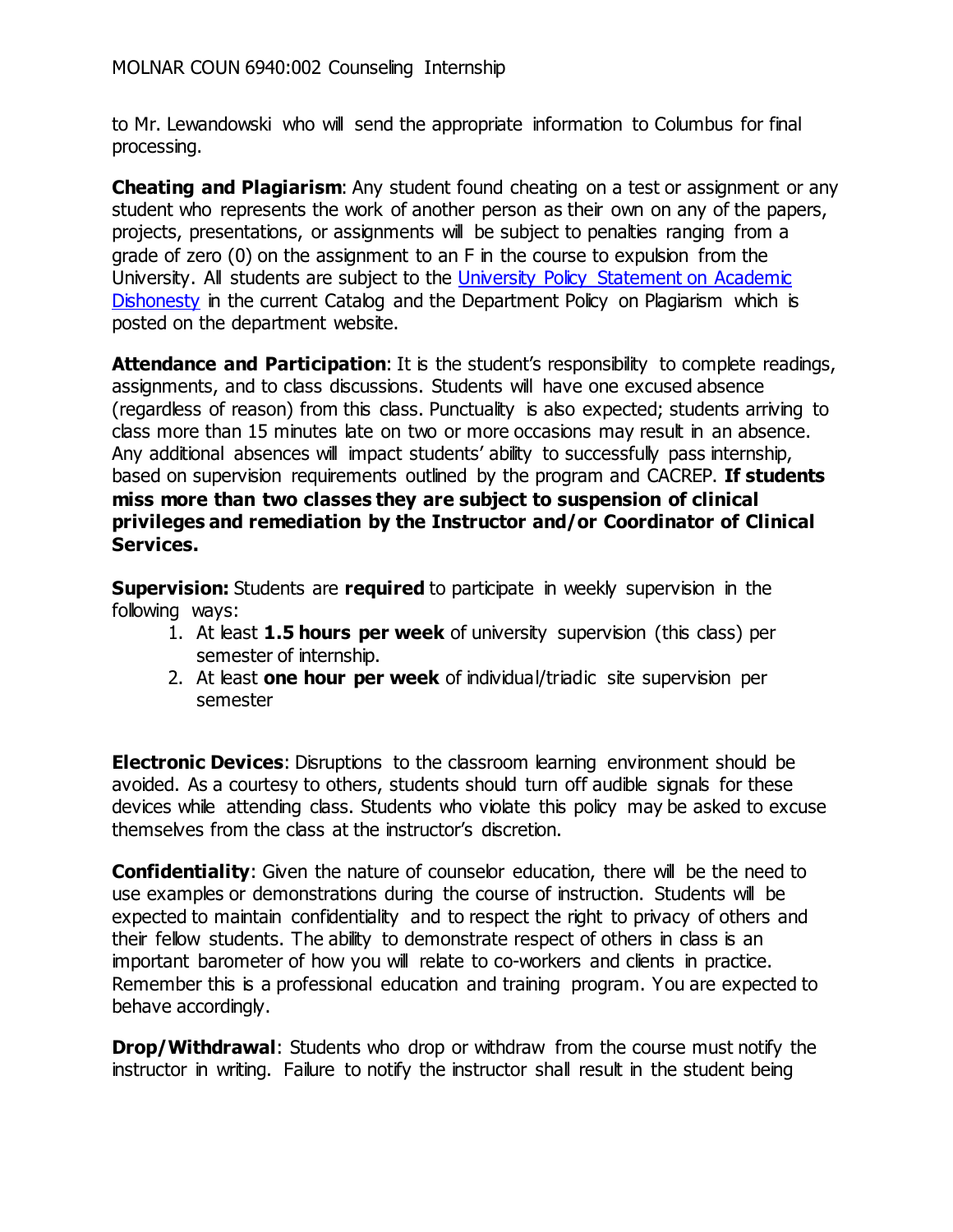to Mr. Lewandowski who will send the appropriate information to Columbus for final processing.

**Cheating and Plagiarism**: Any student found cheating on a test or assignment or any student who represents the work of another person as their own on any of the papers, projects, presentations, or assignments will be subject to penalties ranging from a grade of zero (0) on the assignment to an F in the course to expulsion from the University. All students are subject to the University Policy Statement on Academic Dishonesty in the current Catalog and the Department Policy on Plagiarism which is posted on the department website.

**Attendance and Participation**: It is the student's responsibility to complete readings, assignments, and to class discussions. Students will have one excused absence (regardless of reason) from this class. Punctuality is also expected; students arriving to class more than 15 minutes late on two or more occasions may result in an absence. Any additional absences will impact students' ability to successfully pass internship, based on supervision requirements outlined by the program and CACREP. **If students miss more than two classes they are subject to suspension of clinical privileges and remediation by the Instructor and/or Coordinator of Clinical Services.**

**Supervision:** Students are **required** to participate in weekly supervision in the following ways:

1. At least **1.5 hours per week** of university supervision (this class) per semester of internship.
2. At least **one hour per week** of individual/triadic site supervision per semester

**Electronic Devices**: Disruptions to the classroom learning environment should be avoided. As a courtesy to others, students should turn off audible signals for these devices while attending class. Students who violate this policy may be asked to excuse themselves from the class at the instructor's discretion.

**Confidentiality**: Given the nature of counselor education, there will be the need to use examples or demonstrations during the course of instruction. Students will be expected to maintain confidentiality and to respect the right to privacy of others and their fellow students. The ability to demonstrate respect of others in class is an important barometer of how you will relate to co-workers and clients in practice. Remember this is a professional education and training program. You are expected to behave accordingly.

**Drop/Withdrawal**: Students who drop or withdraw from the course must notify the instructor in writing. Failure to notify the instructor shall result in the student being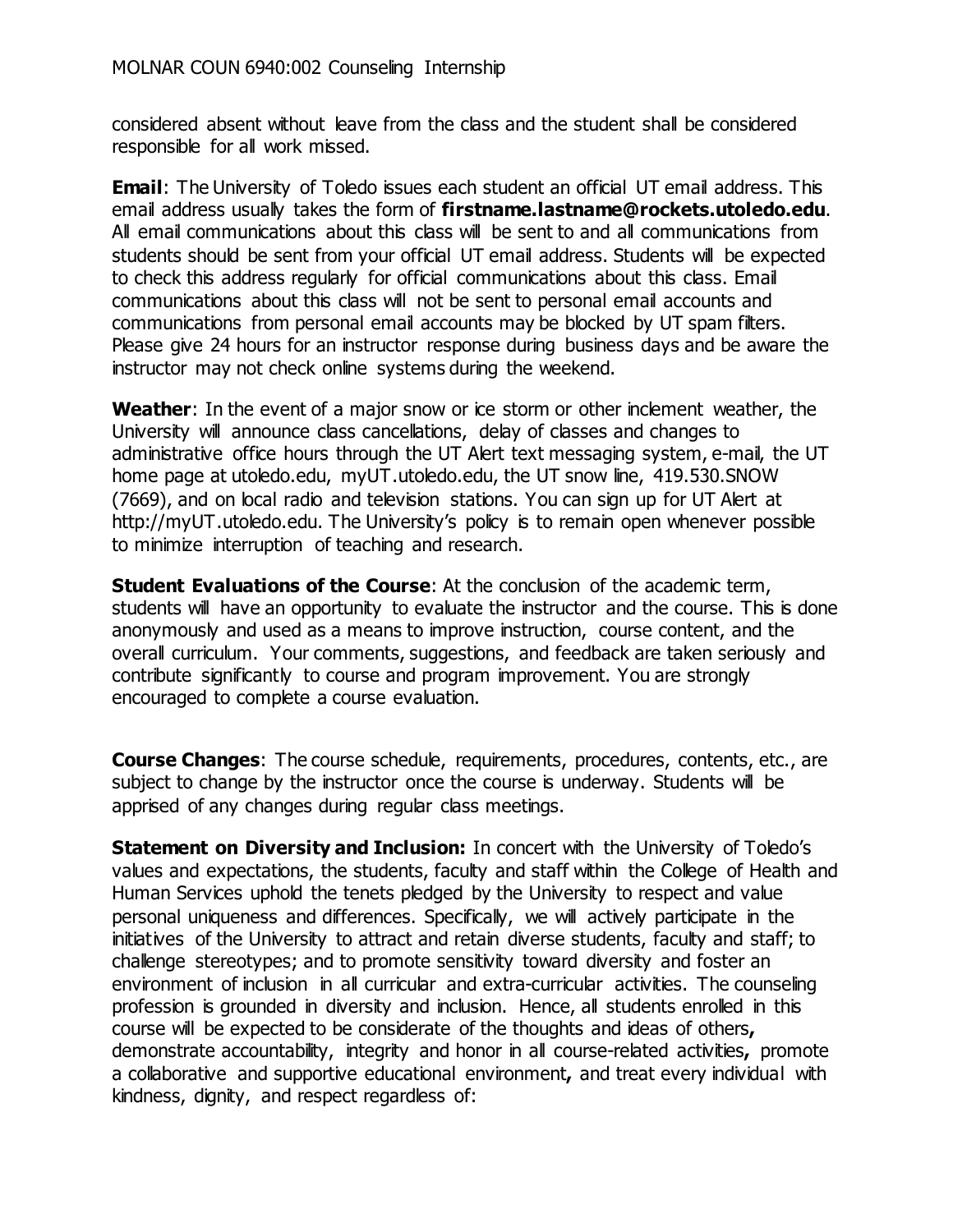considered absent without leave from the class and the student shall be considered responsible for all work missed.

**Email**: The University of Toledo issues each student an official UT email address. This email address usually takes the form of **firstname.lastname@rockets.utoledo.edu**. All email communications about this class will be sent to and all communications from students should be sent from your official UT email address. Students will be expected to check this address regularly for official communications about this class. Email communications about this class will not be sent to personal email accounts and communications from personal email accounts may be blocked by UT spam filters. Please give 24 hours for an instructor response during business days and be aware the instructor may not check online systems during the weekend.

**Weather**: In the event of a major snow or ice storm or other inclement weather, the University will announce class cancellations, delay of classes and changes to administrative office hours through the UT Alert text messaging system, e-mail, the UT home page at utoledo.edu, myUT.utoledo.edu, the UT snow line, 419.530.SNOW (7669), and on local radio and television stations. You can sign up for UT Alert at http://myUT.utoledo.edu. The University's policy is to remain open whenever possible to minimize interruption of teaching and research.

**Student Evaluations of the Course**: At the conclusion of the academic term, students will have an opportunity to evaluate the instructor and the course. This is done anonymously and used as a means to improve instruction, course content, and the overall curriculum. Your comments, suggestions, and feedback are taken seriously and contribute significantly to course and program improvement. You are strongly encouraged to complete a course evaluation.

**Course Changes**: The course schedule, requirements, procedures, contents, etc., are subject to change by the instructor once the course is underway. Students will be apprised of any changes during regular class meetings.

**Statement on Diversity and Inclusion:** In concert with the University of Toledo's values and expectations, the students, faculty and staff within the College of Health and Human Services uphold the tenets pledged by the University to respect and value personal uniqueness and differences. Specifically, we will actively participate in the initiatives of the University to attract and retain diverse students, faculty and staff; to challenge stereotypes; and to promote sensitivity toward diversity and foster an environment of inclusion in all curricular and extra-curricular activities. The counseling profession is grounded in diversity and inclusion. Hence, all students enrolled in this course will be expected to be considerate of the thoughts and ideas of others**,** demonstrate accountability, integrity and honor in all course-related activities**,** promote a collaborative and supportive educational environment**,** and treat every individual with kindness, dignity, and respect regardless of: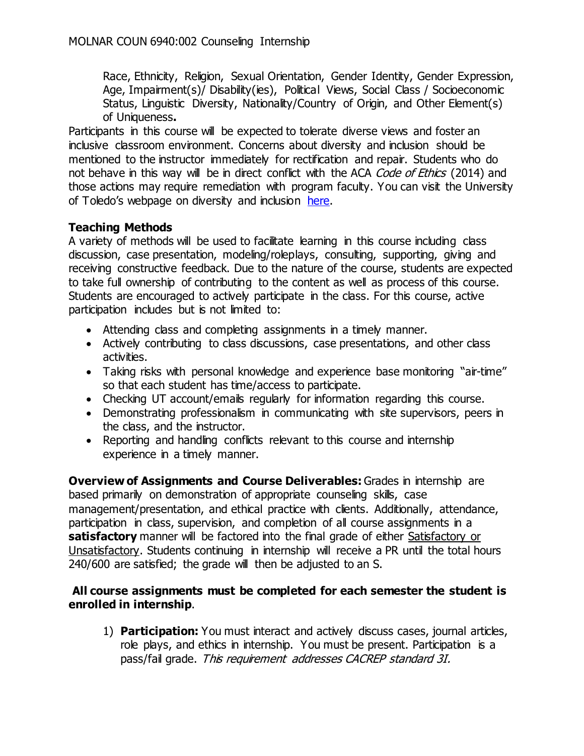Race, Ethnicity, Religion, Sexual Orientation, Gender Identity, Gender Expression, Age, Impairment(s)/ Disability(ies), Political Views, Social Class / Socioeconomic Status, Linguistic Diversity, Nationality/Country of Origin, and Other Element(s) of Uniqueness**.**

Participants in this course will be expected to tolerate diverse views and foster an inclusive classroom environment. Concerns about diversity and inclusion should be mentioned to the instructor immediately for rectification and repair. Students who do not behave in this way will be in direct conflict with the ACA *Code of Ethics* (2014) and those actions may require remediation with program faculty. You can visit the University of Toledo's webpage on diversity and inclusion here.

**Teaching Methods**

A variety of methods will be used to facilitate learning in this course including class discussion, case presentation, modeling/roleplays, consulting, supporting, giving and receiving constructive feedback. Due to the nature of the course, students are expected to take full ownership of contributing to the content as well as process of this course. Students are encouraged to actively participate in the class. For this course, active participation includes but is not limited to:

- Attending class and completing assignments in a timely manner.
- Actively contributing to class discussions, case presentations, and other class activities.
- Taking risks with personal knowledge and experience base monitoring "air-time" so that each student has time/access to participate.
- Checking UT account/emails regularly for information regarding this course.
- Demonstrating professionalism in communicating with site supervisors, peers in the class, and the instructor.
- Reporting and handling conflicts relevant to this course and internship experience in a timely manner.

**Overview of Assignments and Course Deliverables:** Grades in internship are based primarily on demonstration of appropriate counseling skills, case management/presentation, and ethical practice with clients. Additionally, attendance, participation in class, supervision, and completion of all course assignments in a **satisfactory** manner will be factored into the final grade of either Satisfactory or Unsatisfactory. Students continuing in internship will receive a PR until the total hours 240/600 are satisfied; the grade will then be adjusted to an S.

**All course assignments must be completed for each semester the student is enrolled in internship**.

1) **Participation:** You must interact and actively discuss cases, journal articles, role plays, and ethics in internship. You must be present. Participation is a pass/fail grade. *This requirement addresses CACREP standard 3I.*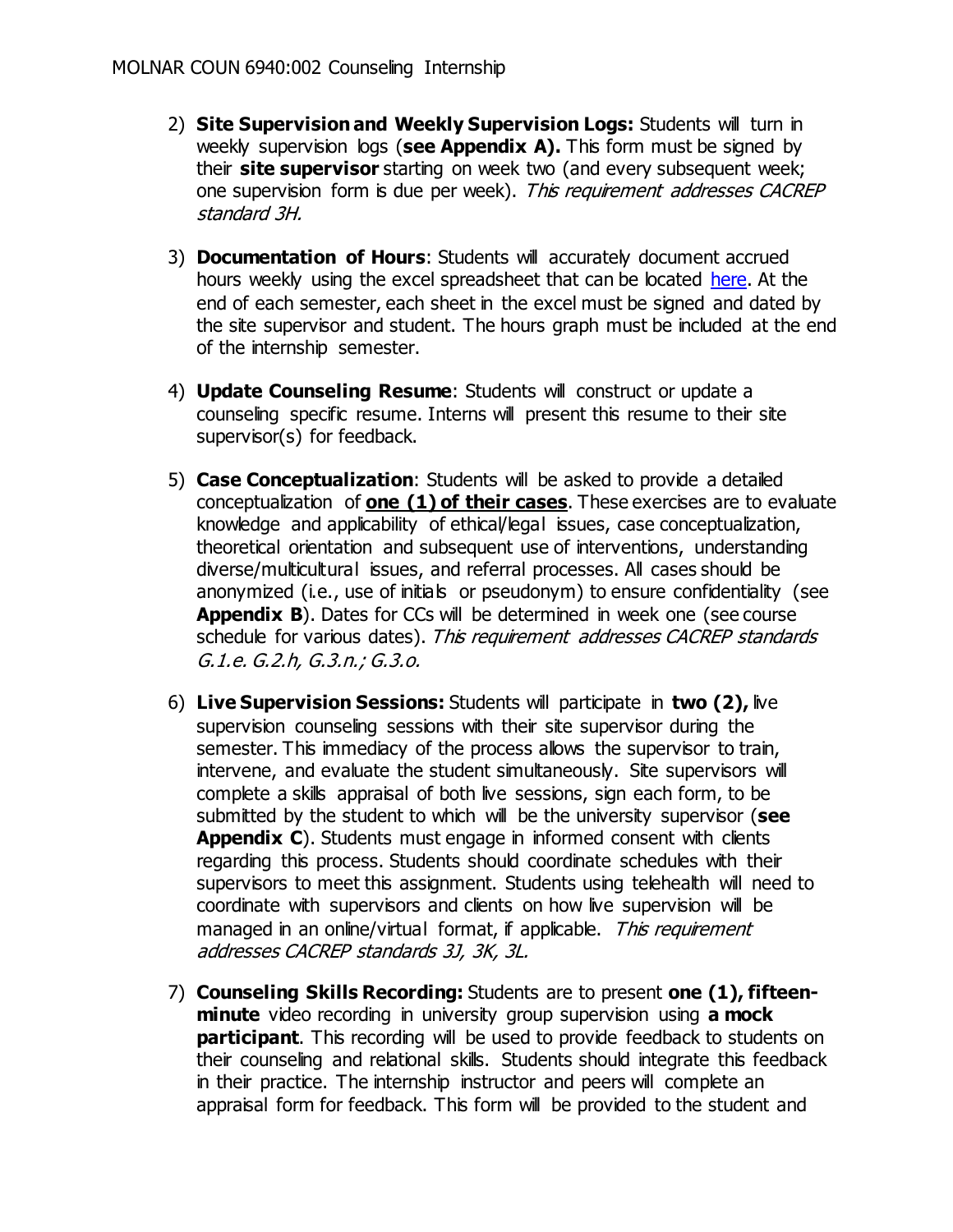2) **Site Supervision and Weekly Supervision Logs:** Students will turn in weekly supervision logs (**see Appendix A).** This form must be signed by their **site supervisor** starting on week two (and every subsequent week; one supervision form is due per week). *This requirement addresses CACREP standard 3H.*

3) **Documentation of Hours**: Students will accurately document accrued hours weekly using the excel spreadsheet that can be located [here](). At the end of each semester, each sheet in the excel must be signed and dated by the site supervisor and student. The hours graph must be included at the end of the internship semester.

4) **Update Counseling Resume**: Students will construct or update a counseling specific resume. Interns will present this resume to their site supervisor(s) for feedback.

5) **Case Conceptualization**: Students will be asked to provide a detailed conceptualization of **<u>one (1) of their cases</u>**. These exercises are to evaluate knowledge and applicability of ethical/legal issues, case conceptualization, theoretical orientation and subsequent use of interventions, understanding diverse/multicultural issues, and referral processes. All cases should be anonymized (i.e., use of initials or pseudonym) to ensure confidentiality (see **Appendix B**). Dates for CCs will be determined in week one (see course schedule for various dates). *This requirement addresses CACREP standards G.1.e. G.2.h, G.3.n.; G.3.o.*

6) **Live Supervision Sessions:** Students will participate in **two (2),** live supervision counseling sessions with their site supervisor during the semester. This immediacy of the process allows the supervisor to train, intervene, and evaluate the student simultaneously. Site supervisors will complete a skills appraisal of both live sessions, sign each form, to be submitted by the student to which will be the university supervisor (**see Appendix C**). Students must engage in informed consent with clients regarding this process. Students should coordinate schedules with their supervisors to meet this assignment. Students using telehealth will need to coordinate with supervisors and clients on how live supervision will be managed in an online/virtual format, if applicable. *This requirement addresses CACREP standards 3J, 3K, 3L.*

7) **Counseling Skills Recording:** Students are to present **one (1), fifteen-minute** video recording in university group supervision using **a mock participant**. This recording will be used to provide feedback to students on their counseling and relational skills. Students should integrate this feedback in their practice. The internship instructor and peers will complete an appraisal form for feedback. This form will be provided to the student and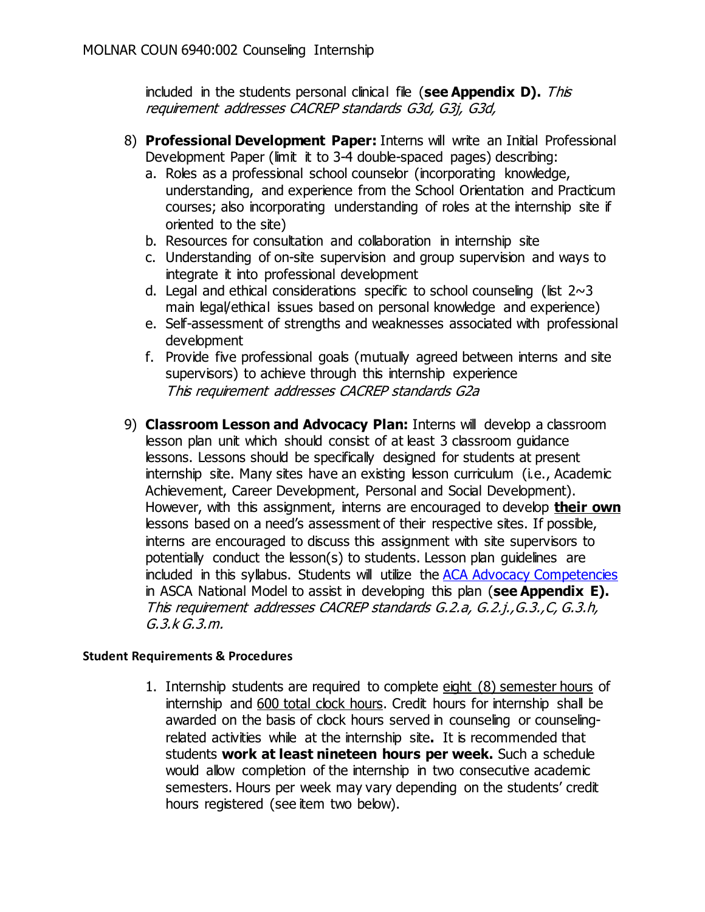included in the students personal clinical file (**see Appendix D).** *This requirement addresses CACREP standards G3d, G3j, G3d,*

8) **Professional Development Paper:** Interns will write an Initial Professional Development Paper (limit it to 3-4 double-spaced pages) describing:
   a. Roles as a professional school counselor (incorporating knowledge, understanding, and experience from the School Orientation and Practicum courses; also incorporating understanding of roles at the internship site if oriented to the site)
   b. Resources for consultation and collaboration in internship site
   c. Understanding of on-site supervision and group supervision and ways to integrate it into professional development
   d. Legal and ethical considerations specific to school counseling (list 2~3 main legal/ethical issues based on personal knowledge and experience)
   e. Self-assessment of strengths and weaknesses associated with professional development
   f. Provide five professional goals (mutually agreed between interns and site supervisors) to achieve through this internship experience
   *This requirement addresses CACREP standards G2a*

9) **Classroom Lesson and Advocacy Plan:** Interns will develop a classroom lesson plan unit which should consist of at least 3 classroom guidance lessons. Lessons should be specifically designed for students at present internship site. Many sites have an existing lesson curriculum (i.e., Academic Achievement, Career Development, Personal and Social Development). However, with this assignment, interns are encouraged to develop **<u>their own</u>** lessons based on a need's assessment of their respective sites. If possible, interns are encouraged to discuss this assignment with site supervisors to potentially conduct the lesson(s) to students. Lesson plan guidelines are included in this syllabus. Students will utilize the ACA Advocacy Competencies in ASCA National Model to assist in developing this plan (**see Appendix E).** *This requirement addresses CACREP standards G.2.a, G.2.j.,G.3.,C, G.3.h, G.3.k G.3.m.*

**Student Requirements & Procedures**

1. Internship students are required to complete <u>eight (8) semester hours</u> of internship and <u>600 total clock hours</u>. Credit hours for internship shall be awarded on the basis of clock hours served in counseling or counseling-related activities while at the internship site**.** It is recommended that students **work at least nineteen hours per week.** Such a schedule would allow completion of the internship in two consecutive academic semesters. Hours per week may vary depending on the students' credit hours registered (see item two below).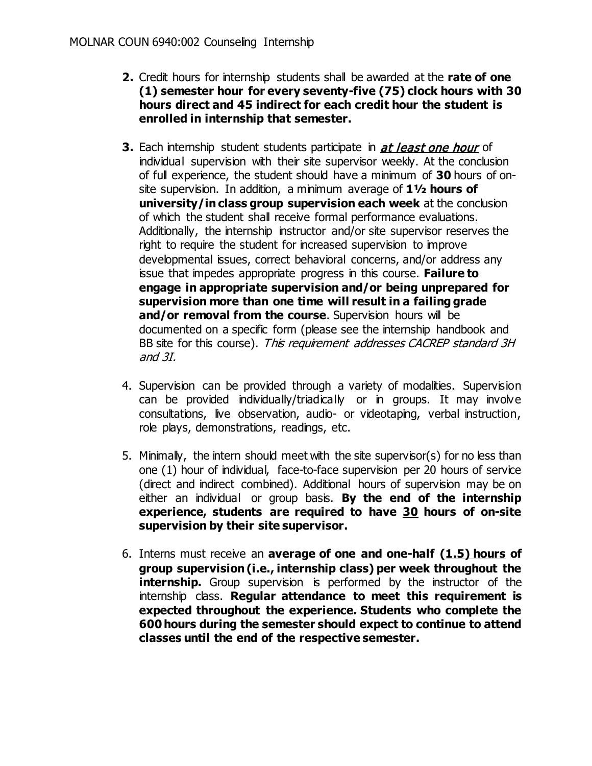2. Credit hours for internship students shall be awarded at the **rate of one (1) semester hour for every seventy-five (75) clock hours with 30 hours direct and 45 indirect for each credit hour the student is enrolled in internship that semester.**

3. Each internship student students participate in ***at least one hour*** of individual supervision with their site supervisor weekly. At the conclusion of full experience, the student should have a minimum of **30** hours of on-site supervision. In addition, a minimum average of **1½ hours of university/in class group supervision each week** at the conclusion of which the student shall receive formal performance evaluations. Additionally, the internship instructor and/or site supervisor reserves the right to require the student for increased supervision to improve developmental issues, correct behavioral concerns, and/or address any issue that impedes appropriate progress in this course. **Failure to engage in appropriate supervision and/or being unprepared for supervision more than one time will result in a failing grade and/or removal from the course**. Supervision hours will be documented on a specific form (please see the internship handbook and BB site for this course). *This requirement addresses CACREP standard 3H and 3I.*

4. Supervision can be provided through a variety of modalities. Supervision can be provided individually/triadically or in groups. It may involve consultations, live observation, audio- or videotaping, verbal instruction, role plays, demonstrations, readings, etc.

5. Minimally, the intern should meet with the site supervisor(s) for no less than one (1) hour of individual, face-to-face supervision per 20 hours of service (direct and indirect combined). Additional hours of supervision may be on either an individual or group basis. **By the end of the internship experience, students are required to have 30 hours of on-site supervision by their site supervisor.**

6. Interns must receive an **average of one and one-half (1.5) hours of group supervision (i.e., internship class) per week throughout the internship.** Group supervision is performed by the instructor of the internship class. **Regular attendance to meet this requirement is expected throughout the experience. Students who complete the 600 hours during the semester should expect to continue to attend classes until the end of the respective semester.**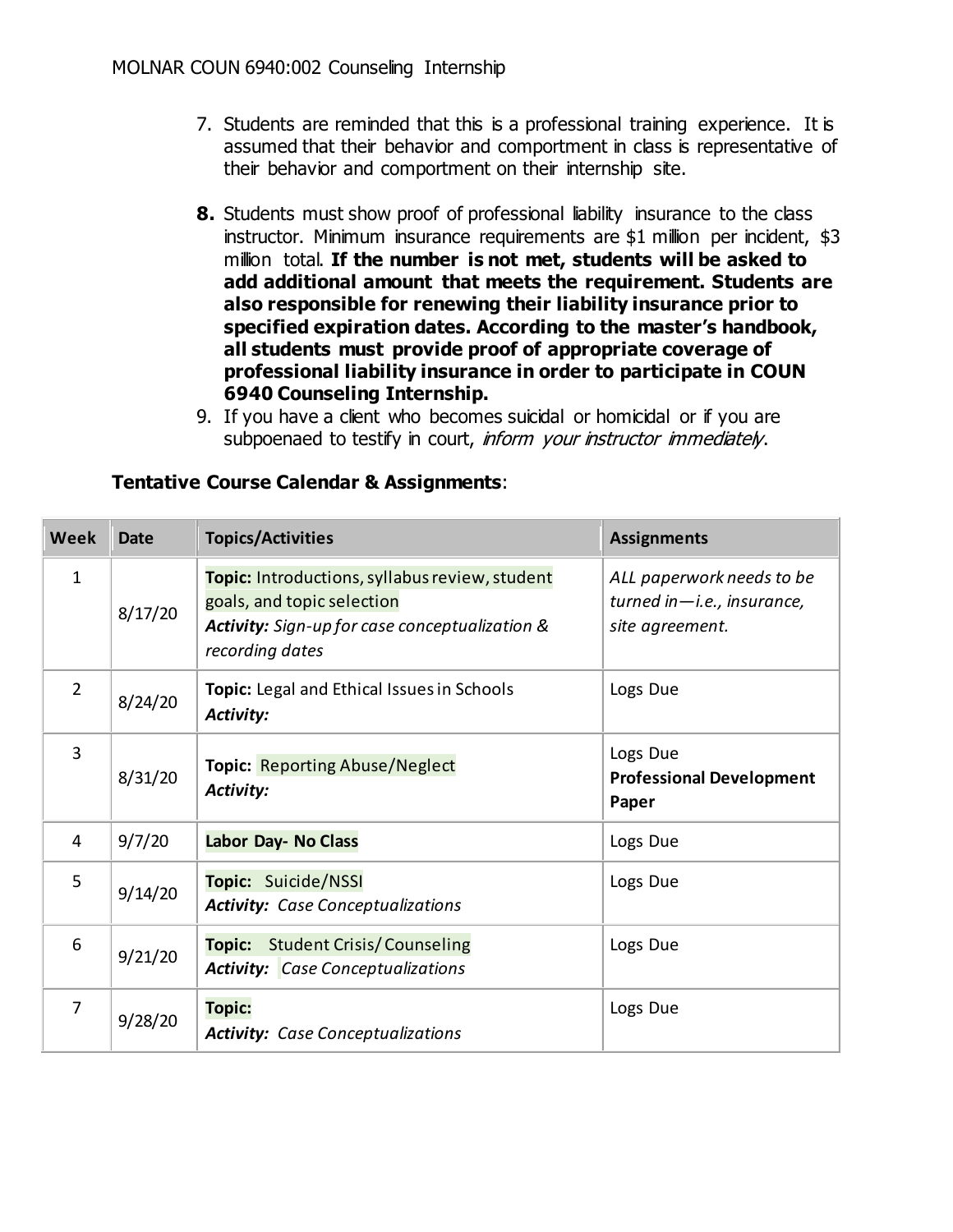7. Students are reminded that this is a professional training experience. It is assumed that their behavior and comportment in class is representative of their behavior and comportment on their internship site.

8. Students must show proof of professional liability insurance to the class instructor. Minimum insurance requirements are $1 million per incident, $3 million total. **If the number is not met, students will be asked to add additional amount that meets the requirement. Students are also responsible for renewing their liability insurance prior to specified expiration dates. According to the master's handbook, all students must provide proof of appropriate coverage of professional liability insurance in order to participate in COUN 6940 Counseling Internship.**

9. If you have a client who becomes suicidal or homicidal or if you are subpoenaed to testify in court, *inform your instructor immediately*.

**Tentative Course Calendar & Assignments**:

| Week | Date | Topics/Activities | Assignments |
|---|---|---|---|
| 1 | 8/17/20 | **Topic:** Introductions, syllabus review, student goals, and topic selection<br>***Activity:*** *Sign-up for case conceptualization & recording dates* | *ALL paperwork needs to be turned in—i.e., insurance, site agreement.* |
| 2 | 8/24/20 | **Topic:** Legal and Ethical Issues in Schools<br>***Activity:*** | Logs Due |
| 3 | 8/31/20 | **Topic:** Reporting Abuse/Neglect<br>***Activity:*** | Logs Due<br>**Professional Development Paper** |
| 4 | 9/7/20 | **Labor Day- No Class** | Logs Due |
| 5 | 9/14/20 | **Topic:** Suicide/NSSI<br>***Activity:*** *Case Conceptualizations* | Logs Due |
| 6 | 9/21/20 | **Topic:** Student Crisis/ Counseling<br>***Activity:*** *Case Conceptualizations* | Logs Due |
| 7 | 9/28/20 | **Topic:**<br>***Activity:*** *Case Conceptualizations* | Logs Due |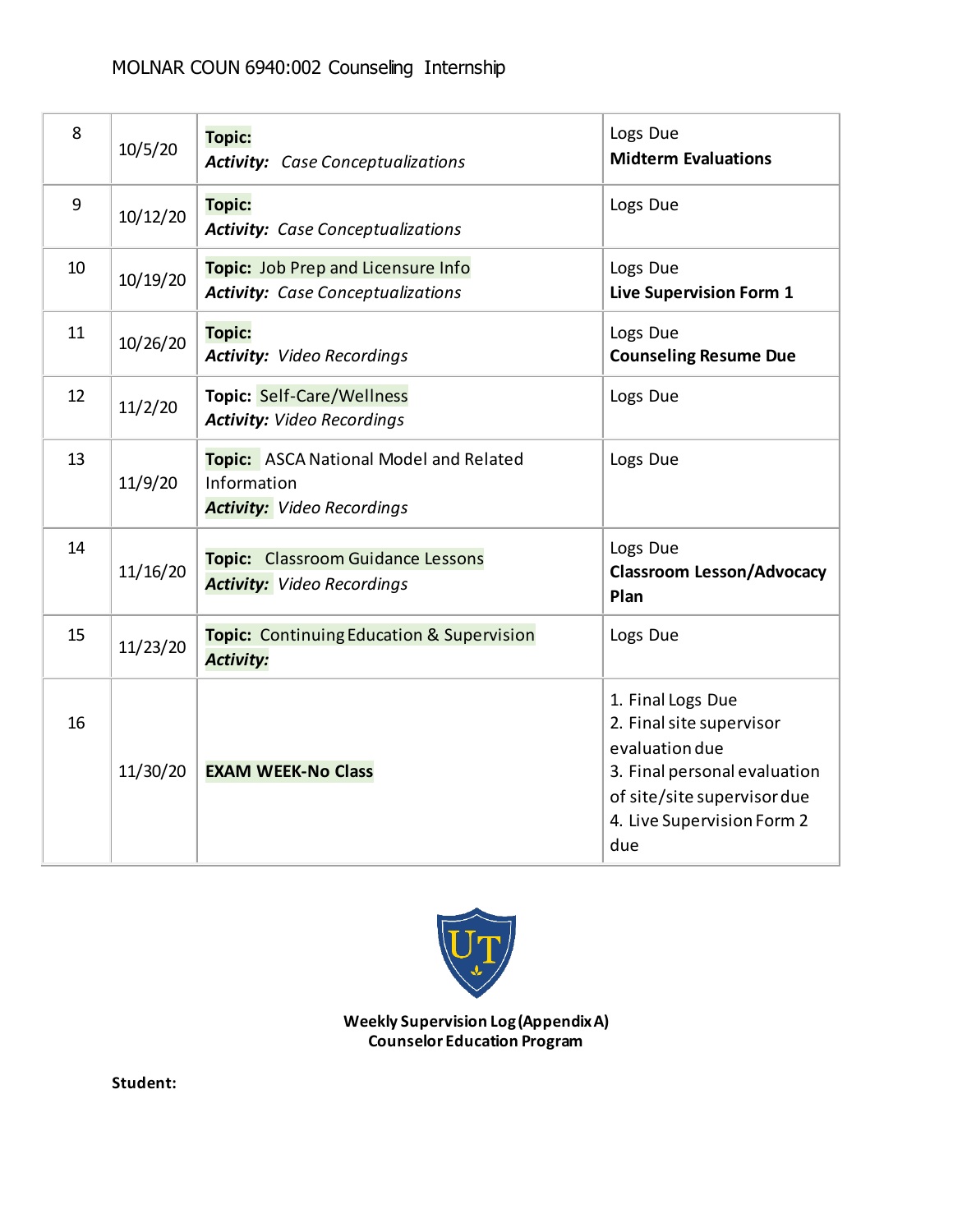| | | | |
|---|---|---|---|
| 8 | 10/5/20 | **Topic:**<br>***Activity:*** *Case Conceptualizations* | Logs Due<br>**Midterm Evaluations** |
| 9 | 10/12/20 | **Topic:**<br>***Activity:*** *Case Conceptualizations* | Logs Due |
| 10 | 10/19/20 | **Topic:** Job Prep and Licensure Info<br>***Activity:*** *Case Conceptualizations* | Logs Due<br>**Live Supervision Form 1** |
| 11 | 10/26/20 | **Topic:**<br>***Activity:*** *Video Recordings* | Logs Due<br>**Counseling Resume Due** |
| 12 | 11/2/20 | **Topic:** Self-Care/Wellness<br>***Activity:*** *Video Recordings* | Logs Due |
| 13 | 11/9/20 | **Topic:** ASCA National Model and Related Information<br>***Activity:*** *Video Recordings* | Logs Due |
| 14 | 11/16/20 | **Topic:** Classroom Guidance Lessons<br>***Activity:*** *Video Recordings* | Logs Due<br>**Classroom Lesson/Advocacy Plan** |
| 15 | 11/23/20 | **Topic:** Continuing Education & Supervision<br>***Activity:*** | Logs Due |
| 16 | 11/30/20 | **EXAM WEEK-No Class** | 1. Final Logs Due<br>2. Final site supervisor evaluation due<br>3. Final personal evaluation of site/site supervisor due<br>4. Live Supervision Form 2 due |

**Weekly Supervision Log (Appendix A)**
**Counselor Education Program**

**Student:**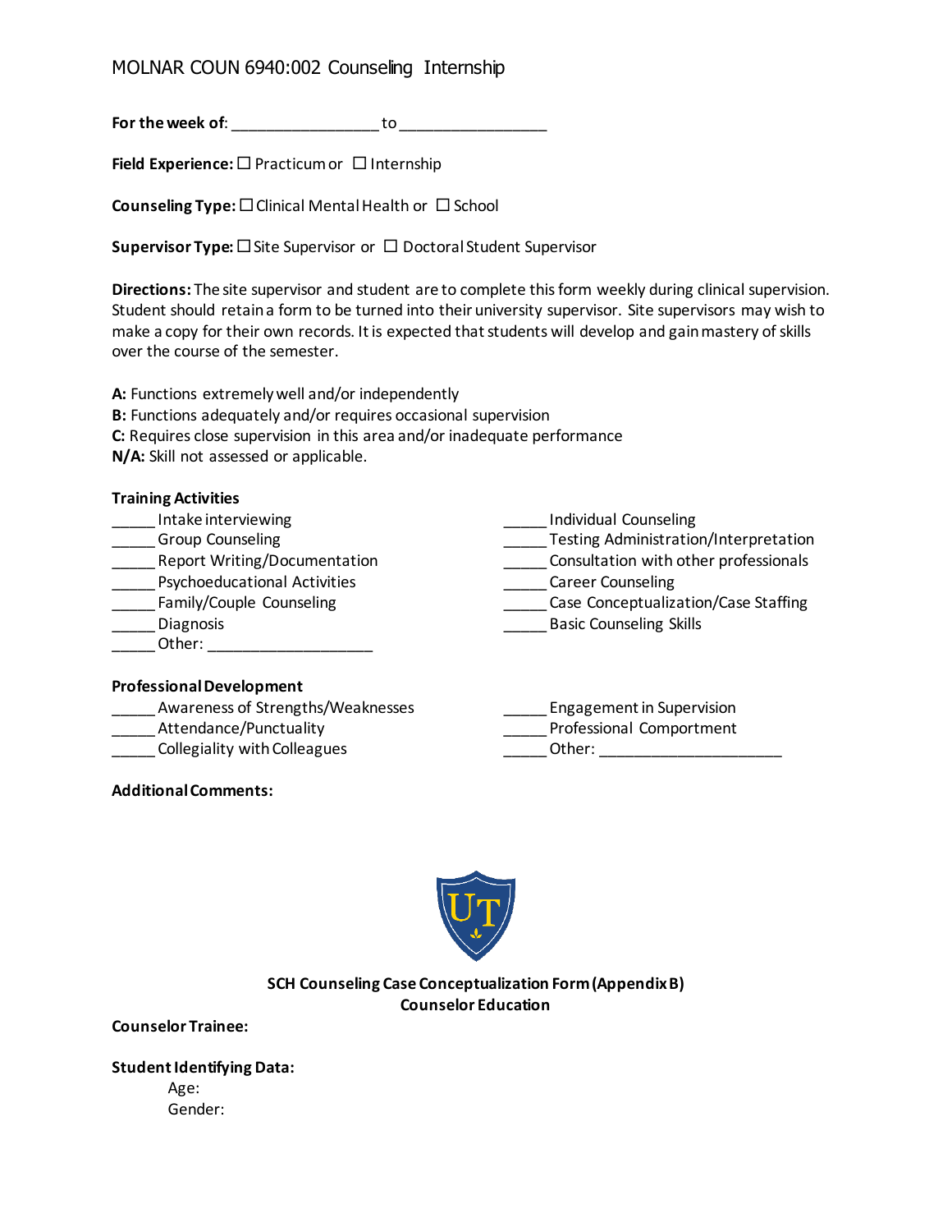MOLNAR COUN 6940:002 Counseling Internship

**For the week of**: _________________ to _________________

**Field Experience:** ☐ Practicum or ☐ Internship

**Counseling Type:** ☐ Clinical Mental Health or ☐ School

**Supervisor Type:** ☐ Site Supervisor or ☐ Doctoral Student Supervisor

**Directions:** The site supervisor and student are to complete this form weekly during clinical supervision. Student should retain a form to be turned into their university supervisor. Site supervisors may wish to make a copy for their own records. It is expected that students will develop and gain mastery of skills over the course of the semester.

**A:** Functions extremely well and/or independently
**B:** Functions adequately and/or requires occasional supervision
**C:** Requires close supervision in this area and/or inadequate performance
**N/A:** Skill not assessed or applicable.

**Training Activities**

_____ Intake interviewing
_____ Group Counseling
_____ Report Writing/Documentation
_____ Psychoeducational Activities
_____ Family/Couple Counseling
_____ Diagnosis
_____ Other: ____________________
_____ Individual Counseling
_____ Testing Administration/Interpretation
_____ Consultation with other professionals
_____ Career Counseling
_____ Case Conceptualization/Case Staffing
_____ Basic Counseling Skills

**Professional Development**

_____ Awareness of Strengths/Weaknesses
_____ Attendance/Punctuality
_____ Collegiality with Colleagues
_____ Engagement in Supervision
_____ Professional Comportment
_____ Other: ______________________

**Additional Comments:**

**SCH Counseling Case Conceptualization Form (Appendix B)**
**Counselor Education**

**Counselor Trainee:**

**Student Identifying Data:**

Age:
Gender: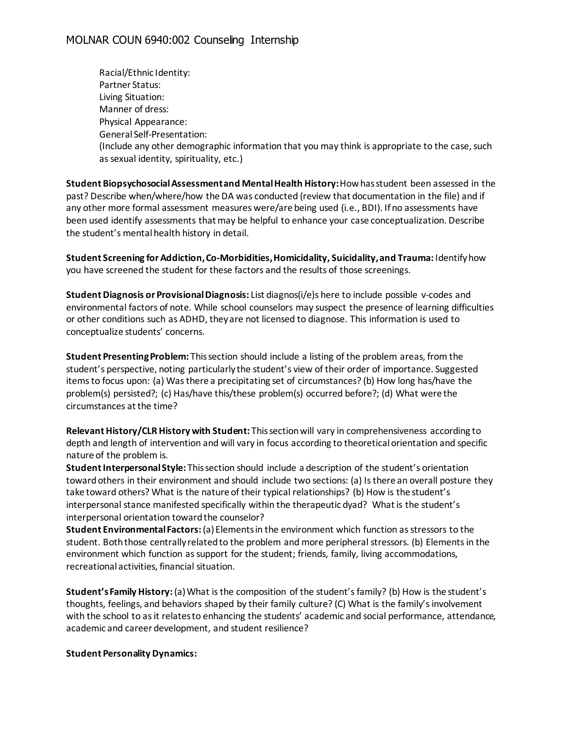Racial/Ethnic Identity:
Partner Status:
Living Situation:
Manner of dress:
Physical Appearance:
General Self-Presentation:
(Include any other demographic information that you may think is appropriate to the case, such as sexual identity, spirituality, etc.)

**Student Biopsychosocial Assessment and Mental Health History:** How has student been assessed in the past? Describe when/where/how the DA was conducted (review that documentation in the file) and if any other more formal assessment measures were/are being used (i.e., BDI). If no assessments have been used identify assessments that may be helpful to enhance your case conceptualization. Describe the student's mental health history in detail.

**Student Screening for Addiction, Co-Morbidities, Homicidality, Suicidality, and Trauma:** Identify how you have screened the student for these factors and the results of those screenings.

**Student Diagnosis or Provisional Diagnosis:** List diagnos(i/e)s here to include possible v-codes and environmental factors of note. While school counselors may suspect the presence of learning difficulties or other conditions such as ADHD, they are not licensed to diagnose. This information is used to conceptualize students' concerns.

**Student Presenting Problem:** This section should include a listing of the problem areas, from the student's perspective, noting particularly the student's view of their order of importance. Suggested items to focus upon: (a) Was there a precipitating set of circumstances? (b) How long has/have the problem(s) persisted?; (c) Has/have this/these problem(s) occurred before?; (d) What were the circumstances at the time?

**Relevant History/CLR History with Student:** This section will vary in comprehensiveness according to depth and length of intervention and will vary in focus according to theoretical orientation and specific nature of the problem is.

**Student Interpersonal Style:** This section should include a description of the student's orientation toward others in their environment and should include two sections: (a) Is there an overall posture they take toward others? What is the nature of their typical relationships? (b) How is the student's interpersonal stance manifested specifically within the therapeutic dyad? What is the student's interpersonal orientation toward the counselor?

**Student Environmental Factors:** (a) Elements in the environment which function as stressors to the student. Both those centrally related to the problem and more peripheral stressors. (b) Elements in the environment which function as support for the student; friends, family, living accommodations, recreational activities, financial situation.

**Student's Family History:** (a) What is the composition of the student's family? (b) How is the student's thoughts, feelings, and behaviors shaped by their family culture? (C) What is the family's involvement with the school to as it relates to enhancing the students' academic and social performance, attendance, academic and career development, and student resilience?

**Student Personality Dynamics:**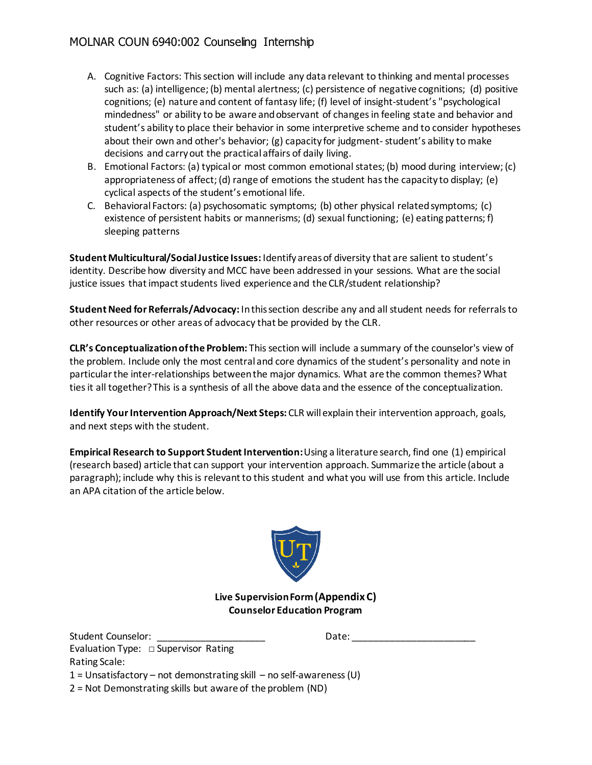A. Cognitive Factors: This section will include any data relevant to thinking and mental processes such as: (a) intelligence; (b) mental alertness; (c) persistence of negative cognitions; (d) positive cognitions; (e) nature and content of fantasy life; (f) level of insight-student's "psychological mindedness" or ability to be aware and observant of changes in feeling state and behavior and student's ability to place their behavior in some interpretive scheme and to consider hypotheses about their own and other's behavior; (g) capacity for judgment- student's ability to make decisions and carry out the practical affairs of daily living.
B. Emotional Factors: (a) typical or most common emotional states; (b) mood during interview; (c) appropriateness of affect; (d) range of emotions the student has the capacity to display; (e) cyclical aspects of the student's emotional life.
C. Behavioral Factors: (a) psychosomatic symptoms; (b) other physical related symptoms; (c) existence of persistent habits or mannerisms; (d) sexual functioning; (e) eating patterns; f) sleeping patterns

**Student Multicultural/Social Justice Issues:** Identify areas of diversity that are salient to student's identity. Describe how diversity and MCC have been addressed in your sessions. What are the social justice issues that impact students lived experience and the CLR/student relationship?

**Student Need for Referrals/Advocacy:** In this section describe any and all student needs for referrals to other resources or other areas of advocacy that be provided by the CLR.

**CLR's Conceptualization of the Problem:** This section will include a summary of the counselor's view of the problem. Include only the most central and core dynamics of the student's personality and note in particular the inter-relationships between the major dynamics. What are the common themes? What ties it all together? This is a synthesis of all the above data and the essence of the conceptualization.

**Identify Your Intervention Approach/Next Steps:** CLR will explain their intervention approach, goals, and next steps with the student.

**Empirical Research to Support Student Intervention:** Using a literature search, find one (1) empirical (research based) article that can support your intervention approach. Summarize the article (about a paragraph); include why this is relevant to this student and what you will use from this article. Include an APA citation of the article below.

**Live Supervision Form (Appendix C)**
**Counselor Education Program**

Student Counselor: ____________________ Date: ______________________

Evaluation Type: □ Supervisor Rating

Rating Scale:

1 = Unsatisfactory – not demonstrating skill – no self-awareness (U)

2 = Not Demonstrating skills but aware of the problem (ND)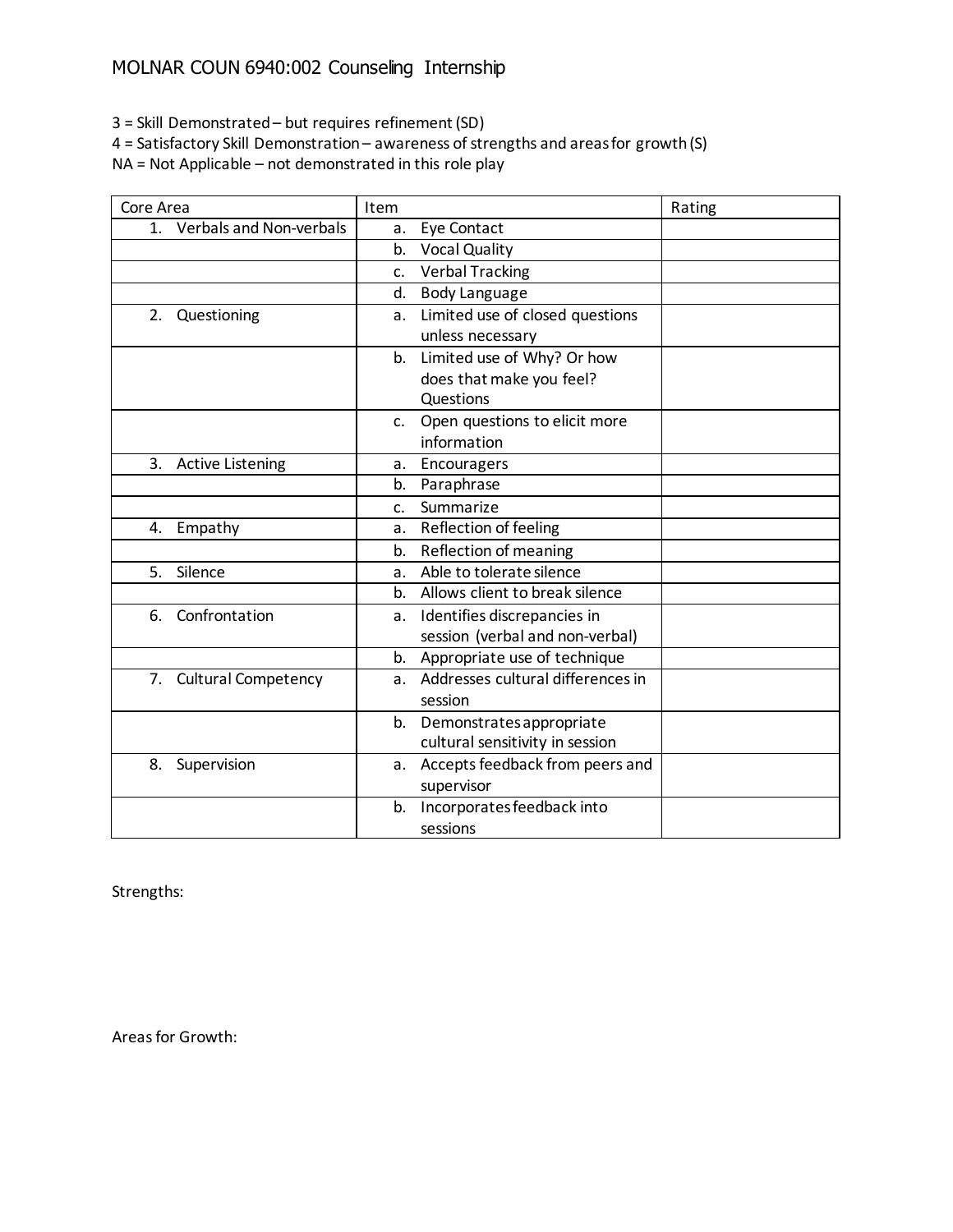# MOLNAR COUN 6940:002 Counseling Internship

3 = Skill Demonstrated – but requires refinement (SD)
4 = Satisfactory Skill Demonstration – awareness of strengths and areas for growth (S)
NA = Not Applicable – not demonstrated in this role play

| Core Area | Item | Rating |
|---|---|---|
| 1. Verbals and Non-verbals | a. Eye Contact | |
| | b. Vocal Quality | |
| | c. Verbal Tracking | |
| | d. Body Language | |
| 2. Questioning | a. Limited use of closed questions unless necessary | |
| | b. Limited use of Why? Or how does that make you feel? Questions | |
| | c. Open questions to elicit more information | |
| 3. Active Listening | a. Encouragers | |
| | b. Paraphrase | |
| | c. Summarize | |
| 4. Empathy | a. Reflection of feeling | |
| | b. Reflection of meaning | |
| 5. Silence | a. Able to tolerate silence | |
| | b. Allows client to break silence | |
| 6. Confrontation | a. Identifies discrepancies in session (verbal and non-verbal) | |
| | b. Appropriate use of technique | |
| 7. Cultural Competency | a. Addresses cultural differences in session | |
| | b. Demonstrates appropriate cultural sensitivity in session | |
| 8. Supervision | a. Accepts feedback from peers and supervisor | |
| | b. Incorporates feedback into sessions | |

Strengths:

Areas for Growth: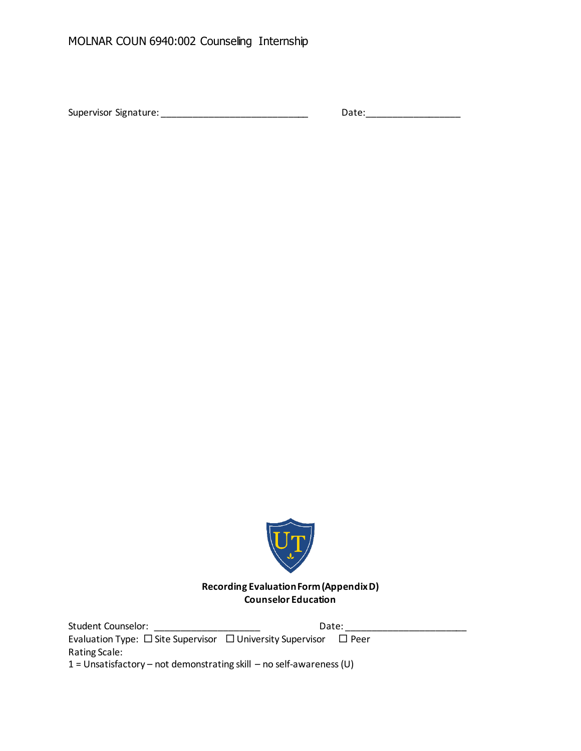Supervisor Signature: ______________________________ Date:___________________

**Recording Evaluation Form (Appendix D)**
**Counselor Education**

Student Counselor: ______________________ Date: _________________________

Evaluation Type: ☐ Site Supervisor ☐ University Supervisor ☐ Peer

Rating Scale:

1 = Unsatisfactory – not demonstrating skill – no self-awareness (U)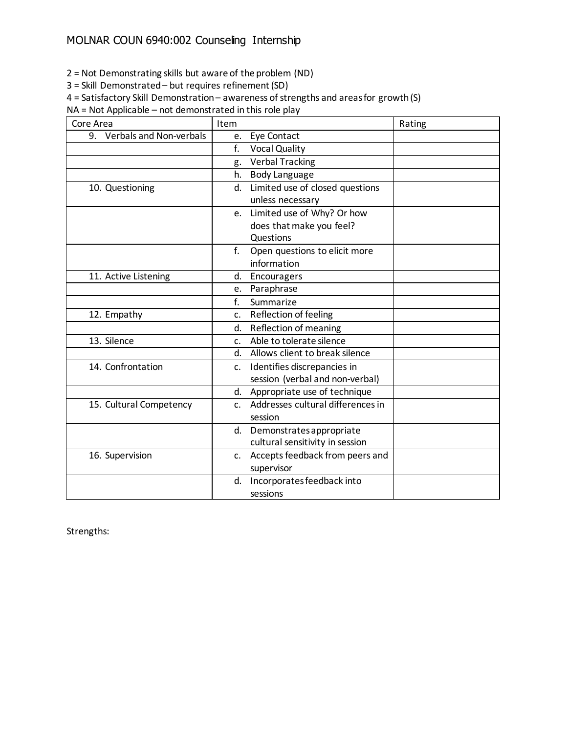MOLNAR COUN 6940:002 Counseling Internship

2 = Not Demonstrating skills but aware of the problem (ND)
3 = Skill Demonstrated – but requires refinement (SD)
4 = Satisfactory Skill Demonstration – awareness of strengths and areas for growth (S)
NA = Not Applicable – not demonstrated in this role play

| Core Area | Item | Rating |
|---|---|---|
| 9. Verbals and Non-verbals | e. Eye Contact | |
| | f. Vocal Quality | |
| | g. Verbal Tracking | |
| | h. Body Language | |
| 10. Questioning | d. Limited use of closed questions unless necessary | |
| | e. Limited use of Why? Or how does that make you feel? Questions | |
| | f. Open questions to elicit more information | |
| 11. Active Listening | d. Encouragers | |
| | e. Paraphrase | |
| | f. Summarize | |
| 12. Empathy | c. Reflection of feeling | |
| | d. Reflection of meaning | |
| 13. Silence | c. Able to tolerate silence | |
| | d. Allows client to break silence | |
| 14. Confrontation | c. Identifies discrepancies in session (verbal and non-verbal) | |
| | d. Appropriate use of technique | |
| 15. Cultural Competency | c. Addresses cultural differences in session | |
| | d. Demonstrates appropriate cultural sensitivity in session | |
| 16. Supervision | c. Accepts feedback from peers and supervisor | |
| | d. Incorporates feedback into sessions | |

Strengths: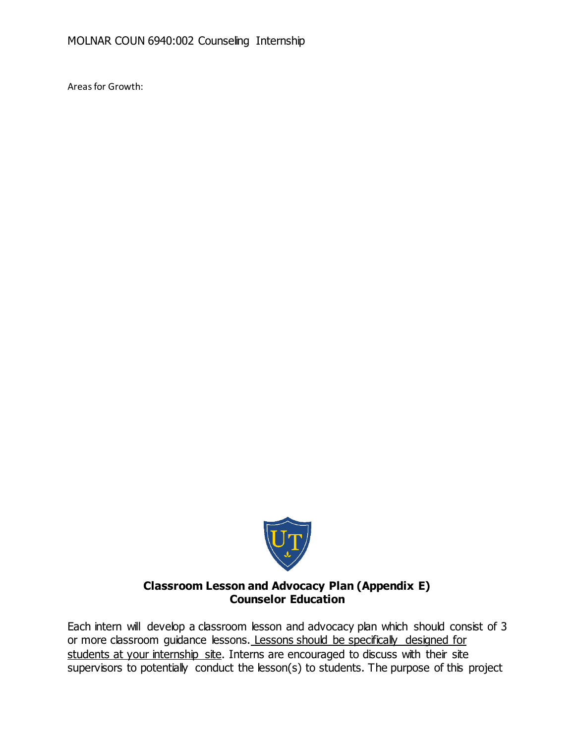Areas for Growth:

**Classroom Lesson and Advocacy Plan (Appendix E)**
**Counselor Education**

Each intern will develop a classroom lesson and advocacy plan which should consist of 3 or more classroom guidance lessons. Lessons should be specifically designed for students at your internship site. Interns are encouraged to discuss with their site supervisors to potentially conduct the lesson(s) to students. The purpose of this project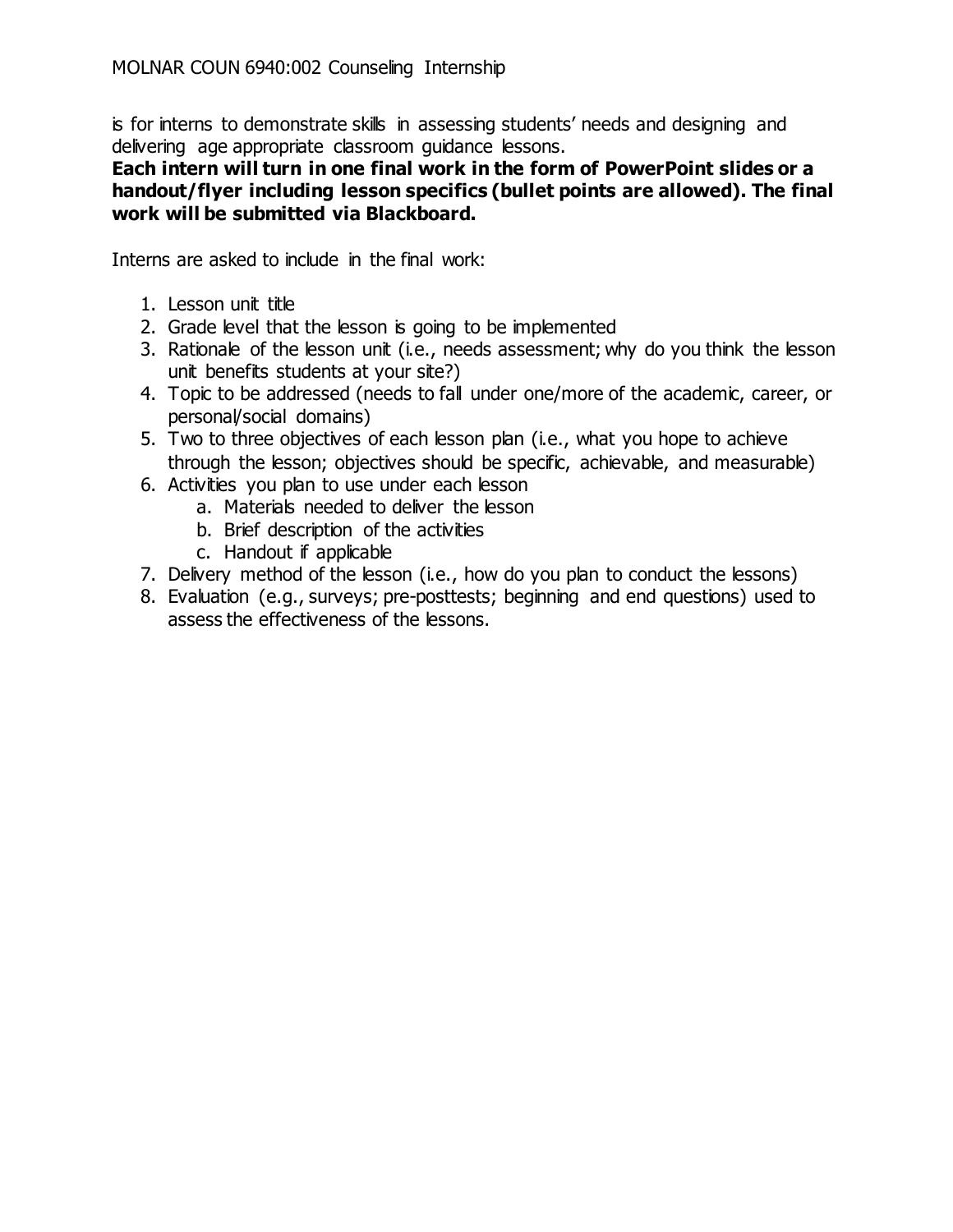is for interns to demonstrate skills in assessing students' needs and designing and delivering age appropriate classroom guidance lessons.

**Each intern will turn in one final work in the form of PowerPoint slides or a handout/flyer including lesson specifics (bullet points are allowed). The final work will be submitted via Blackboard.**

Interns are asked to include in the final work:

1. Lesson unit title
2. Grade level that the lesson is going to be implemented
3. Rationale of the lesson unit (i.e., needs assessment; why do you think the lesson unit benefits students at your site?)
4. Topic to be addressed (needs to fall under one/more of the academic, career, or personal/social domains)
5. Two to three objectives of each lesson plan (i.e., what you hope to achieve through the lesson; objectives should be specific, achievable, and measurable)
6. Activities you plan to use under each lesson
    a. Materials needed to deliver the lesson
    b. Brief description of the activities
    c. Handout if applicable
7. Delivery method of the lesson (i.e., how do you plan to conduct the lessons)
8. Evaluation (e.g., surveys; pre-posttests; beginning and end questions) used to assess the effectiveness of the lessons.